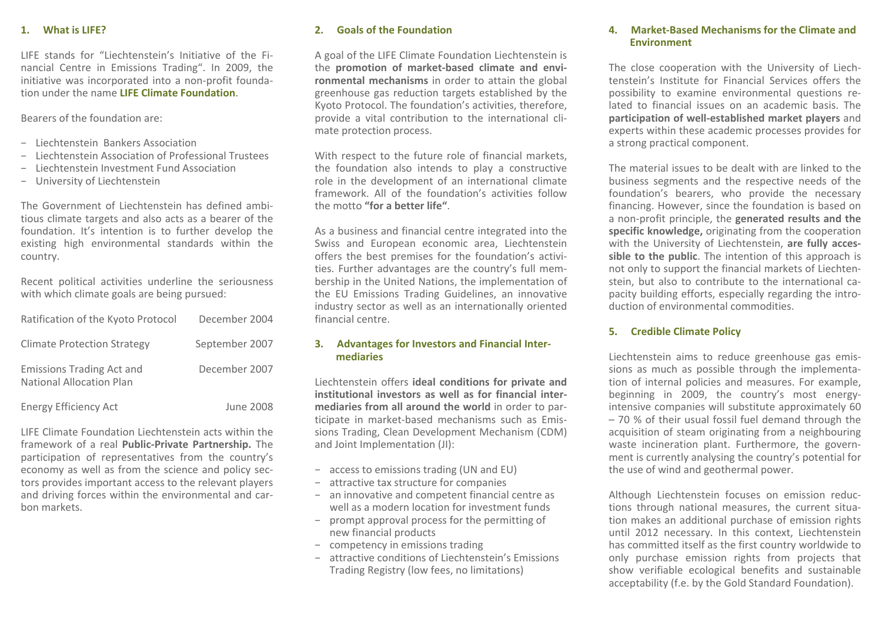## 1. What is LIFE?

LIFE stands for "Liechtenstein's Initiative of the Financial Centre in Emissions Trading". In 2009, the initiative was incorporated into a non-profit foundation under the name **LIFE Climate Foundation**.

Bearers of the foundation are:

- Liechtenstein Bankers Association
- Liechtenstein Association of Professional Trustees
- Liechtenstein Investment Fund Association
- University of Liechtenstein

The Government of Liechtenstein has defined ambitious climate targets and also acts as a bearer of the foundation. It's intention is to further develop the existing high environmental standards within the country.

Recent political activities underline the seriousness with which climate goals are being pursued:

| | |
|---|---|
| Ratification of the Kyoto Protocol | December 2004 |
| Climate Protection Strategy | September 2007 |
| Emissions Trading Act and National Allocation Plan | December 2007 |
| Energy Efficiency Act | June 2008 |

LIFE Climate Foundation Liechtenstein acts within the framework of a real **Public-Private Partnership.** The participation of representatives from the country's economy as well as from the science and policy sectors provides important access to the relevant players and driving forces within the environmental and carbon markets.

## 2. Goals of the Foundation

A goal of the LIFE Climate Foundation Liechtenstein is the **promotion of market-based climate and environmental mechanisms** in order to attain the global greenhouse gas reduction targets established by the Kyoto Protocol. The foundation's activities, therefore, provide a vital contribution to the international climate protection process.

With respect to the future role of financial markets, the foundation also intends to play a constructive role in the development of an international climate framework. All of the foundation's activities follow the motto **"for a better life"**.

As a business and financial centre integrated into the Swiss and European economic area, Liechtenstein offers the best premises for the foundation's activities. Further advantages are the country's full membership in the United Nations, the implementation of the EU Emissions Trading Guidelines, an innovative industry sector as well as an internationally oriented financial centre.

## 3. Advantages for Investors and Financial Intermediaries

Liechtenstein offers **ideal conditions for private and institutional investors as well as for financial intermediaries from all around the world** in order to participate in market-based mechanisms such as Emissions Trading, Clean Development Mechanism (CDM) and Joint Implementation (JI):

- access to emissions trading (UN and EU)
- attractive tax structure for companies
- an innovative and competent financial centre as well as a modern location for investment funds
- prompt approval process for the permitting of new financial products
- competency in emissions trading
- attractive conditions of Liechtenstein's Emissions Trading Registry (low fees, no limitations)

## 4. Market-Based Mechanisms for the Climate and Environment

The close cooperation with the University of Liechtenstein's Institute for Financial Services offers the possibility to examine environmental questions related to financial issues on an academic basis. The **participation of well-established market players** and experts within these academic processes provides for a strong practical component.

The material issues to be dealt with are linked to the business segments and the respective needs of the foundation's bearers, who provide the necessary financing. However, since the foundation is based on a non-profit principle, the **generated results and the specific knowledge,** originating from the cooperation with the University of Liechtenstein, **are fully accessible to the public**. The intention of this approach is not only to support the financial markets of Liechtenstein, but also to contribute to the international capacity building efforts, especially regarding the introduction of environmental commodities.

## 5. Credible Climate Policy

Liechtenstein aims to reduce greenhouse gas emissions as much as possible through the implementation of internal policies and measures. For example, beginning in 2009, the country's most energy-intensive companies will substitute approximately 60 – 70 % of their usual fossil fuel demand through the acquisition of steam originating from a neighbouring waste incineration plant. Furthermore, the government is currently analysing the country's potential for the use of wind and geothermal power.

Although Liechtenstein focuses on emission reductions through national measures, the current situation makes an additional purchase of emission rights until 2012 necessary. In this context, Liechtenstein has committed itself as the first country worldwide to only purchase emission rights from projects that show verifiable ecological benefits and sustainable acceptability (f.e. by the Gold Standard Foundation).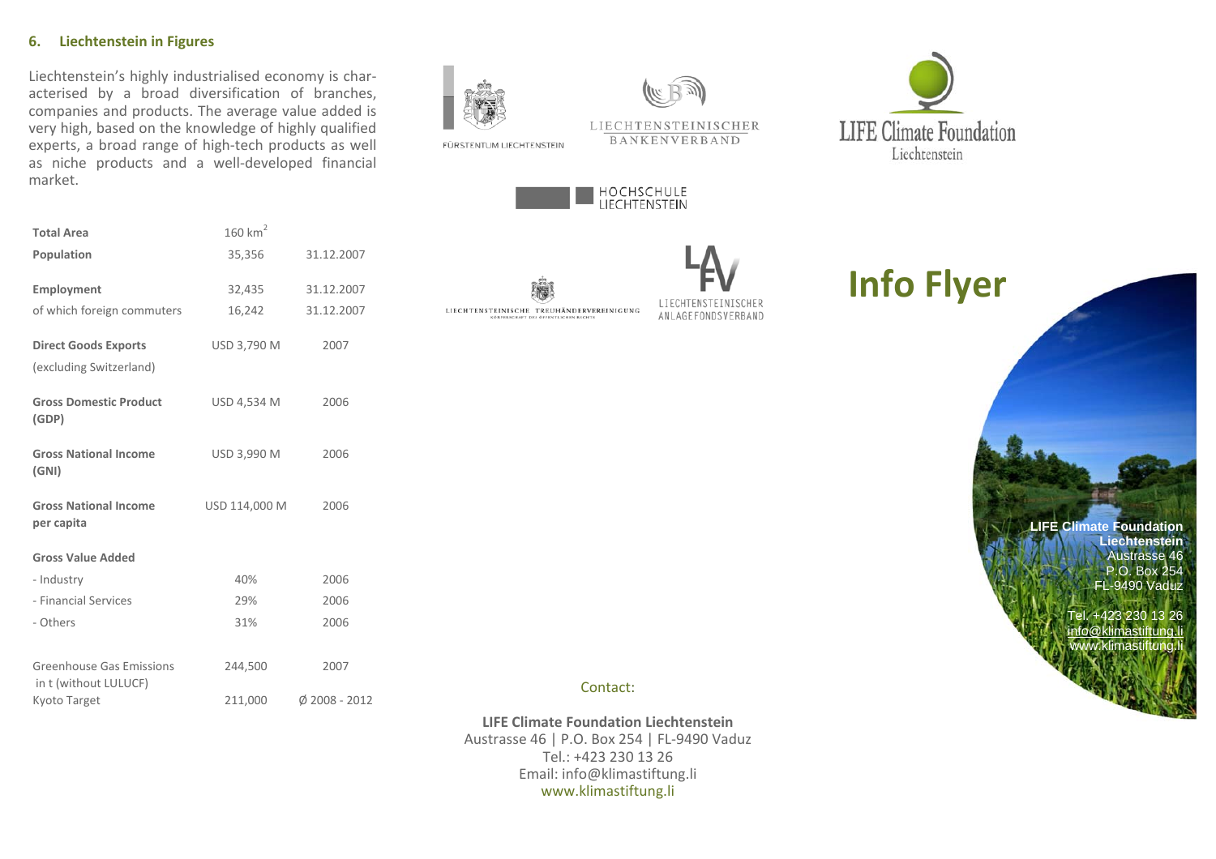## 6. Liechtenstein in Figures

Liechtenstein's highly industrialised economy is characterised by a broad diversification of branches, companies and products. The average value added is very high, based on the knowledge of highly qualified experts, a broad range of high-tech products as well as niche products and a well-developed financial market.

| | | |
|---|---|---|
| **Total Area** | 160 km$^2$ | |
| **Population** | 35,356 | 31.12.2007 |
| **Employment** | 32,435 | 31.12.2007 |
| of which foreign commuters | 16,242 | 31.12.2007 |
| **Direct Goods Exports** (excluding Switzerland) | USD 3,790 M | 2007 |
| **Gross Domestic Product (GDP)** | USD 4,534 M | 2006 |
| **Gross National Income (GNI)** | USD 3,990 M | 2006 |
| **Gross National Income per capita** | USD 114,000 M | 2006 |
| **Gross Value Added** | | |
| - Industry | 40% | 2006 |
| - Financial Services | 29% | 2006 |
| - Others | 31% | 2006 |
| Greenhouse Gas Emissions in t (without LULUCF) | 244,500 | 2007 |
| Kyoto Target | 211,000 | Ø 2008 - 2012 |

FÜRSTENTUM LIECHTENSTEIN

LIECHTENSTEINISCHER BANKENVERBAND

HOCHSCHULE LIECHTENSTEIN

LIECHTENSTEINISCHE TREUHÄNDERVEREINIGUNG

LIECHTENSTEINISCHER ANLAGEFONDSVERBAND

Contact:

**LIFE Climate Foundation Liechtenstein**
Austrasse 46 | P.O. Box 254 | FL-9490 Vaduz
Tel.: +423 230 13 26
Email: info@klimastiftung.li
www.klimastiftung.li

LIFE Climate Foundation
Liechtenstein

# Info Flyer

**LIFE Climate Foundation Liechtenstein**
Austrasse 46
P.O. Box 254
FL-9490 Vaduz

Tel. +423 230 13 26
info@klimastiftung.li
www.klimastiftung.li